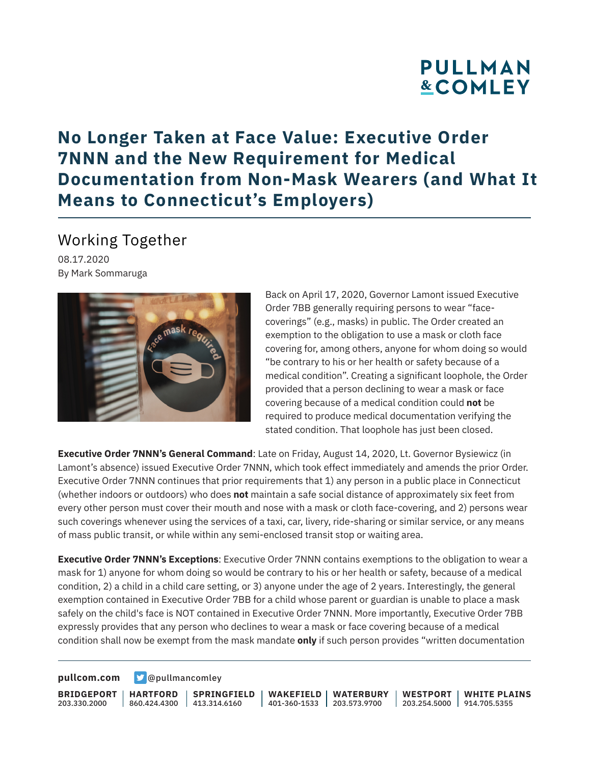# No Longer Taken at Face Value: Executive Order 7NNN and the New Requirement for Medical Documentation from Non-Mask Wearers (and What It Means to Connecticut's Employers)

## Working Together

08.17.2020

By Mark Sommaruga

Back on April 17, 2020, Governor Lamont issued Executive Order 7BB generally requiring persons to wear "face-coverings" (e.g., masks) in public. The Order created an exemption to the obligation to use a mask or cloth face covering for, among others, anyone for whom doing so would "be contrary to his or her health or safety because of a medical condition". Creating a significant loophole, the Order provided that a person declining to wear a mask or face covering because of a medical condition could **not** be required to produce medical documentation verifying the stated condition. That loophole has just been closed.

**Executive Order 7NNN's General Command**: Late on Friday, August 14, 2020, Lt. Governor Bysiewicz (in Lamont's absence) issued Executive Order 7NNN, which took effect immediately and amends the prior Order. Executive Order 7NNN continues that prior requirements that 1) any person in a public place in Connecticut (whether indoors or outdoors) who does **not** maintain a safe social distance of approximately six feet from every other person must cover their mouth and nose with a mask or cloth face-covering, and 2) persons wear such coverings whenever using the services of a taxi, car, livery, ride-sharing or similar service, or any means of mass public transit, or while within any semi-enclosed transit stop or waiting area.

**Executive Order 7NNN's Exceptions**: Executive Order 7NNN contains exemptions to the obligation to wear a mask for 1) anyone for whom doing so would be contrary to his or her health or safety, because of a medical condition, 2) a child in a child care setting, or 3) anyone under the age of 2 years. Interestingly, the general exemption contained in Executive Order 7BB for a child whose parent or guardian is unable to place a mask safely on the child's face is NOT contained in Executive Order 7NNN. More importantly, Executive Order 7BB expressly provides that any person who declines to wear a mask or face covering because of a medical condition shall now be exempt from the mask mandate **only** if such person provides "written documentation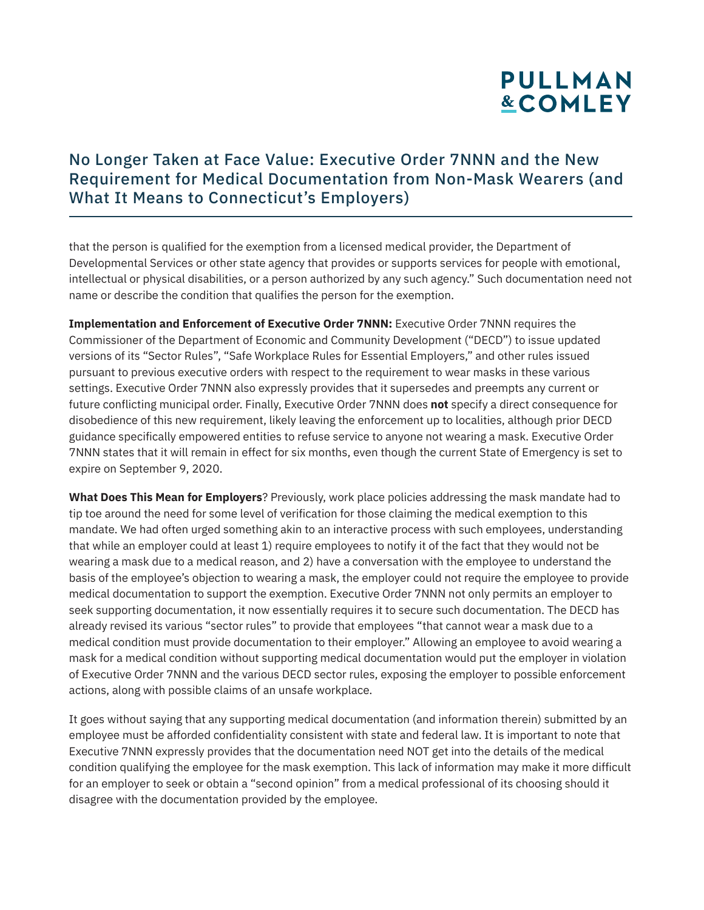that the person is qualified for the exemption from a licensed medical provider, the Department of Developmental Services or other state agency that provides or supports services for people with emotional, intellectual or physical disabilities, or a person authorized by any such agency." Such documentation need not name or describe the condition that qualifies the person for the exemption.

**Implementation and Enforcement of Executive Order 7NNN:** Executive Order 7NNN requires the Commissioner of the Department of Economic and Community Development ("DECD") to issue updated versions of its "Sector Rules", "Safe Workplace Rules for Essential Employers," and other rules issued pursuant to previous executive orders with respect to the requirement to wear masks in these various settings. Executive Order 7NNN also expressly provides that it supersedes and preempts any current or future conflicting municipal order. Finally, Executive Order 7NNN does **not** specify a direct consequence for disobedience of this new requirement, likely leaving the enforcement up to localities, although prior DECD guidance specifically empowered entities to refuse service to anyone not wearing a mask. Executive Order 7NNN states that it will remain in effect for six months, even though the current State of Emergency is set to expire on September 9, 2020.

**What Does This Mean for Employers**? Previously, work place policies addressing the mask mandate had to tip toe around the need for some level of verification for those claiming the medical exemption to this mandate. We had often urged something akin to an interactive process with such employees, understanding that while an employer could at least 1) require employees to notify it of the fact that they would not be wearing a mask due to a medical reason, and 2) have a conversation with the employee to understand the basis of the employee's objection to wearing a mask, the employer could not require the employee to provide medical documentation to support the exemption. Executive Order 7NNN not only permits an employer to seek supporting documentation, it now essentially requires it to secure such documentation. The DECD has already revised its various "sector rules" to provide that employees "that cannot wear a mask due to a medical condition must provide documentation to their employer." Allowing an employee to avoid wearing a mask for a medical condition without supporting medical documentation would put the employer in violation of Executive Order 7NNN and the various DECD sector rules, exposing the employer to possible enforcement actions, along with possible claims of an unsafe workplace.

It goes without saying that any supporting medical documentation (and information therein) submitted by an employee must be afforded confidentiality consistent with state and federal law. It is important to note that Executive 7NNN expressly provides that the documentation need NOT get into the details of the medical condition qualifying the employee for the mask exemption. This lack of information may make it more difficult for an employer to seek or obtain a "second opinion" from a medical professional of its choosing should it disagree with the documentation provided by the employee.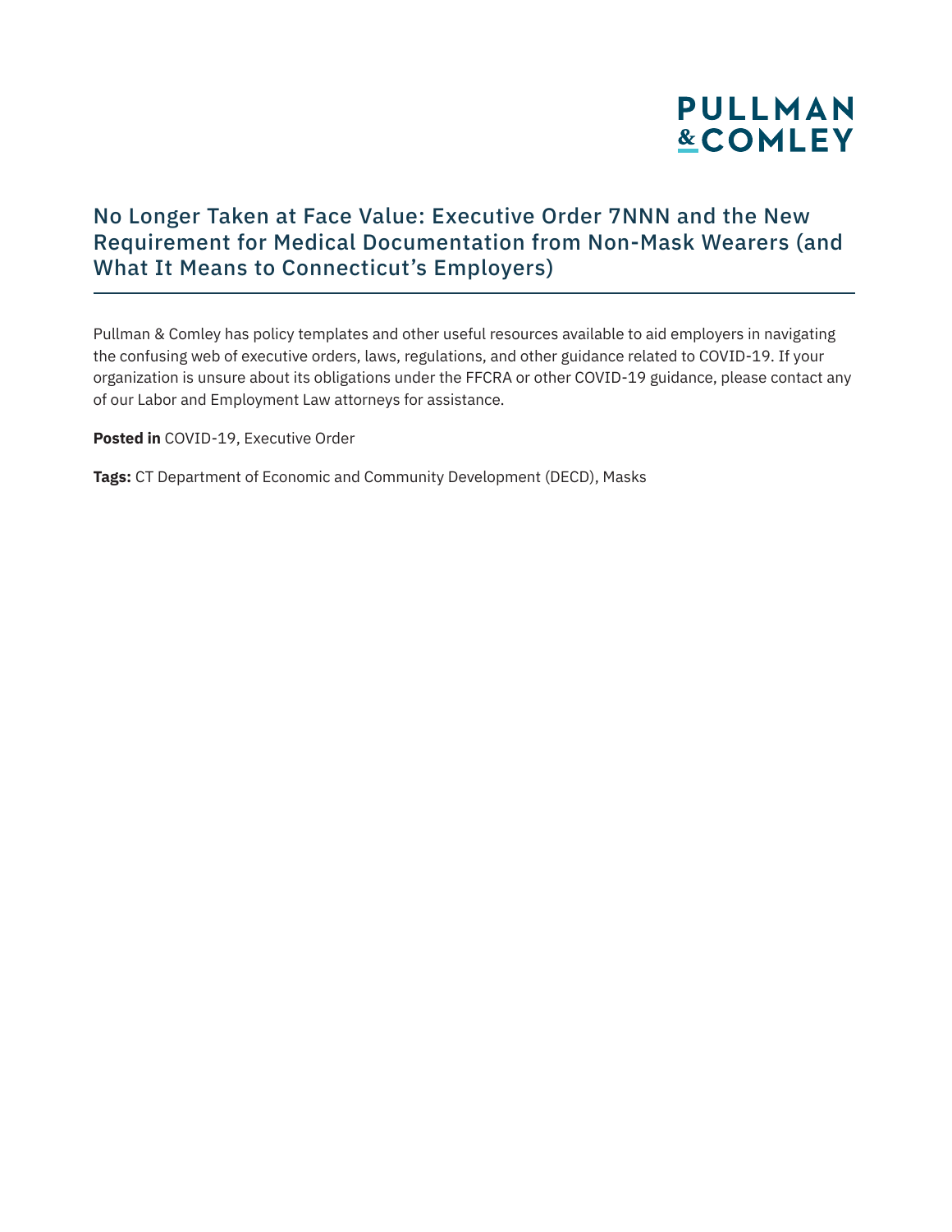# No Longer Taken at Face Value: Executive Order 7NNN and the New Requirement for Medical Documentation from Non-Mask Wearers (and What It Means to Connecticut's Employers)

Pullman & Comley has policy templates and other useful resources available to aid employers in navigating the confusing web of executive orders, laws, regulations, and other guidance related to COVID-19. If your organization is unsure about its obligations under the FFCRA or other COVID-19 guidance, please contact any of our Labor and Employment Law attorneys for assistance.

**Posted in** COVID-19, Executive Order

**Tags:** CT Department of Economic and Community Development (DECD), Masks